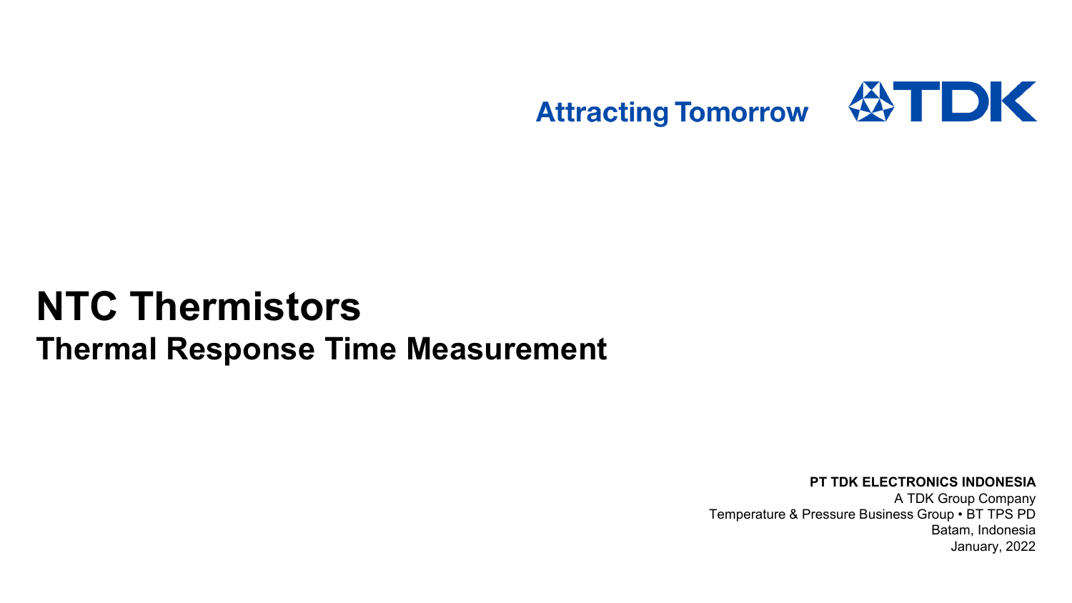Attracting Tomorrow TDK

# NTC Thermistors

## Thermal Response Time Measurement

**PT TDK ELECTRONICS INDONESIA**
A TDK Group Company
Temperature & Pressure Business Group • BT TPS PD
Batam, Indonesia
January, 2022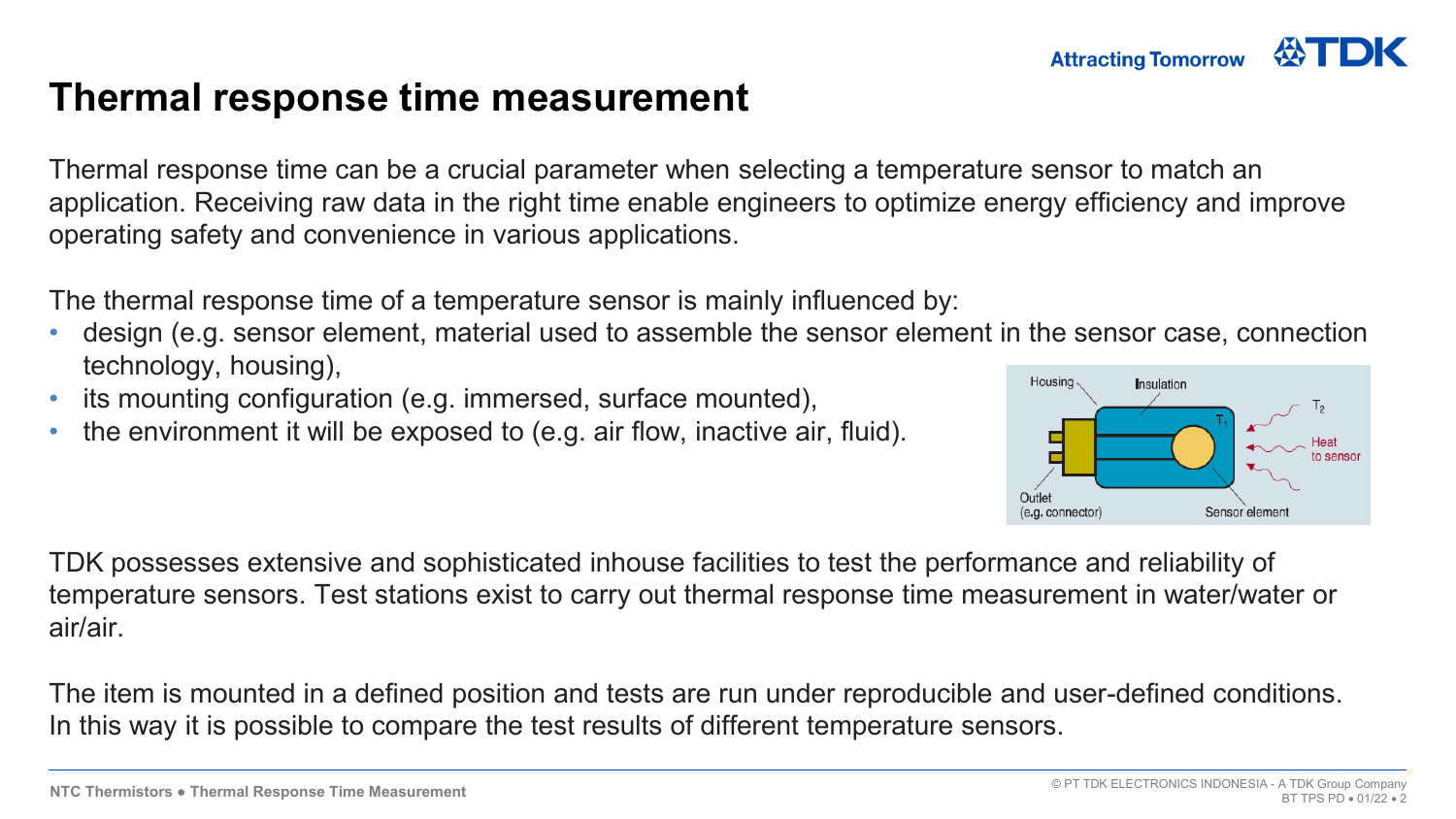# Thermal response time measurement

Thermal response time can be a crucial parameter when selecting a temperature sensor to match an application. Receiving raw data in the right time enable engineers to optimize energy efficiency and improve operating safety and convenience in various applications.

The thermal response time of a temperature sensor is mainly influenced by:

- design (e.g. sensor element, material used to assemble the sensor element in the sensor case, connection technology, housing),
- its mounting configuration (e.g. immersed, surface mounted),
- the environment it will be exposed to (e.g. air flow, inactive air, fluid).

TDK possesses extensive and sophisticated inhouse facilities to test the performance and reliability of temperature sensors. Test stations exist to carry out thermal response time measurement in water/water or air/air.

The item is mounted in a defined position and tests are run under reproducible and user-defined conditions. In this way it is possible to compare the test results of different temperature sensors.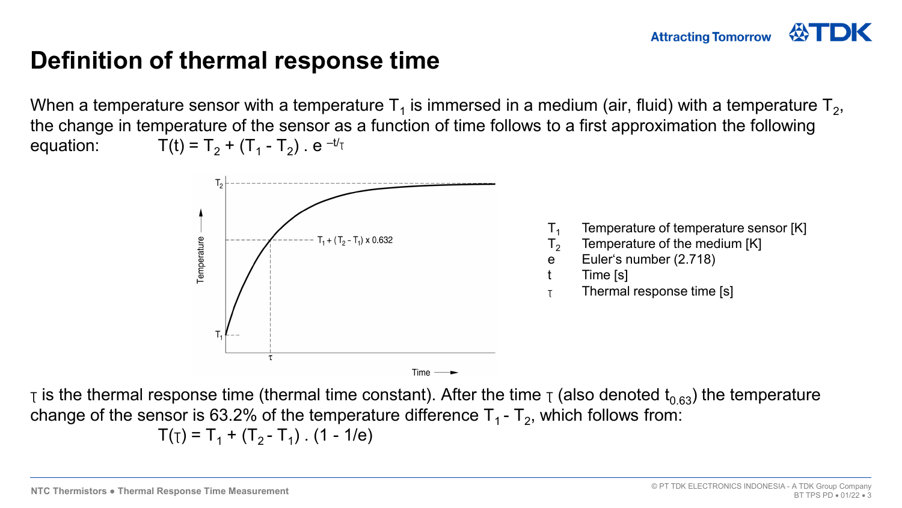# Definition of thermal response time

When a temperature sensor with a temperature $T_1$ is immersed in a medium (air, fluid) with a temperature $T_2$, the change in temperature of the sensor as a function of time follows to a first approximation the following equation: $T(t) = T_2 + (T_1 - T_2) \cdot e^{-t/\tau}$

| | |
|---|---|
| $T_1$ | Temperature of temperature sensor [K] |
| $T_2$ | Temperature of the medium [K] |
| e | Euler's number (2.718) |
| t | Time [s] |
| $\tau$ | Thermal response time [s] |

$\tau$ is the thermal response time (thermal time constant). After the time $\tau$ (also denoted $t_{0.63}$) the temperature change of the sensor is 63.2% of the temperature difference $T_1 - T_2$, which follows from:

$$T(\tau) = T_1 + (T_2 - T_1) \cdot (1 - 1/e)$$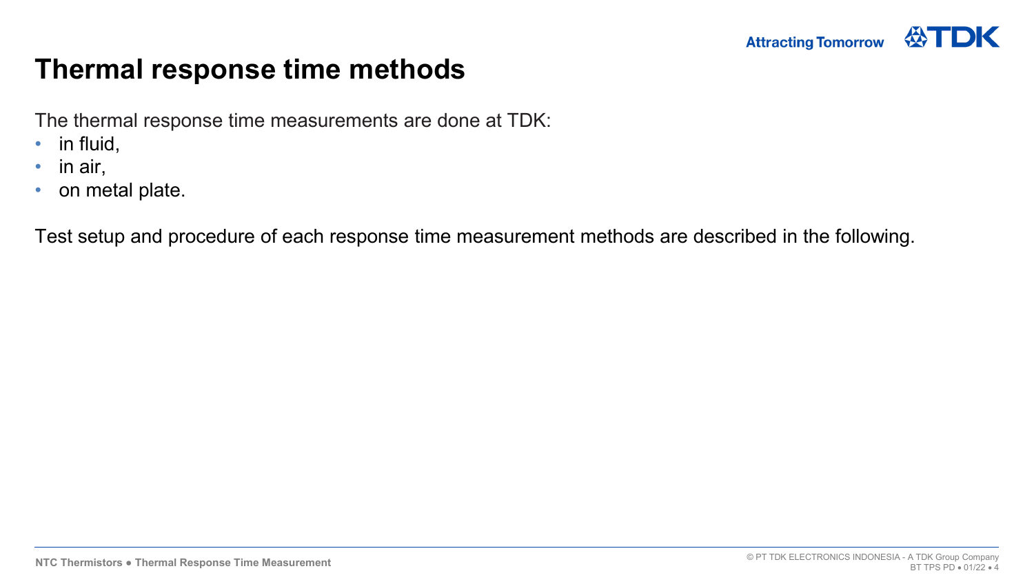# Thermal response time methods

The thermal response time measurements are done at TDK:

- in fluid,
- in air,
- on metal plate.

Test setup and procedure of each response time measurement methods are described in the following.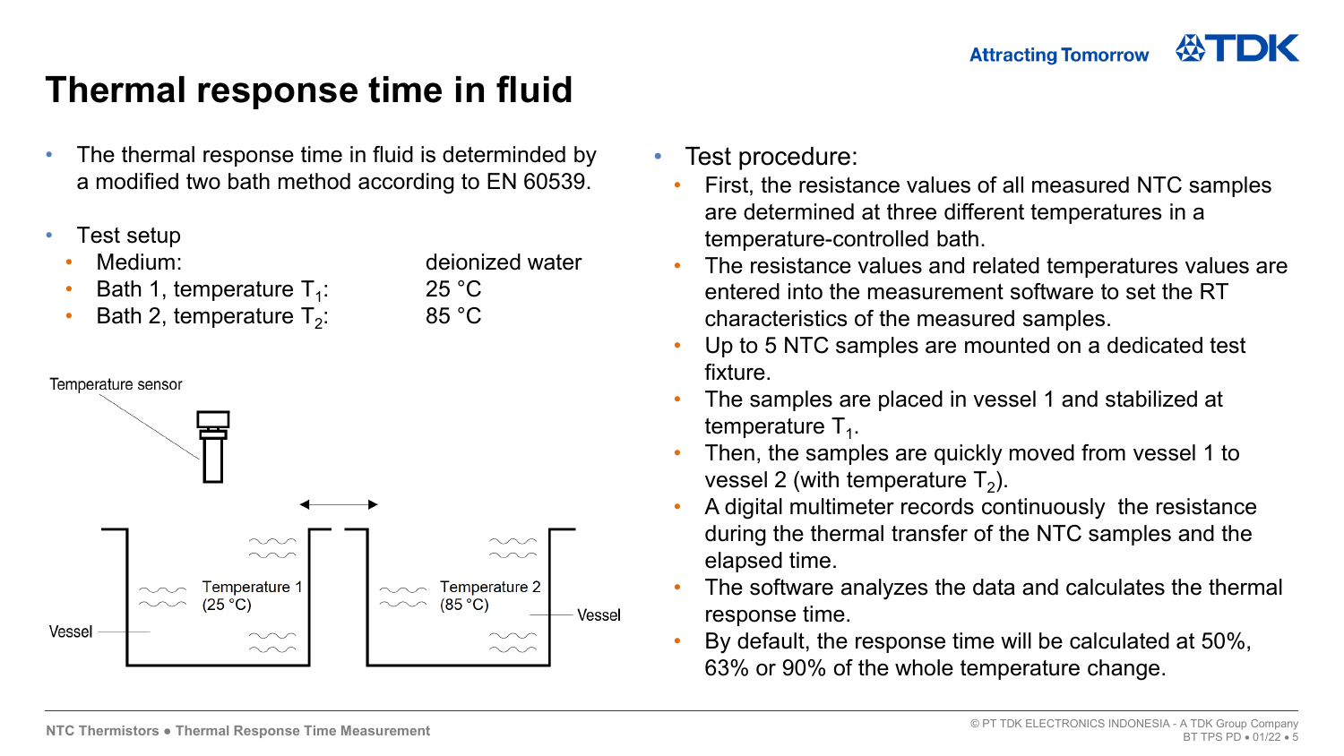# Thermal response time in fluid

- The thermal response time in fluid is determined by a modified two bath method according to EN 60539.
- Test setup
  - Medium: deionized water
  - Bath 1, temperature $T_1$: 25 °C
  - Bath 2, temperature $T_2$: 85 °C

Temperature sensor

Vessel — Temperature 1 (25 °C)

Temperature 2 (85 °C) — Vessel

- Test procedure:
  - First, the resistance values of all measured NTC samples are determined at three different temperatures in a temperature-controlled bath.
  - The resistance values and related temperatures values are entered into the measurement software to set the RT characteristics of the measured samples.
  - Up to 5 NTC samples are mounted on a dedicated test fixture.
  - The samples are placed in vessel 1 and stabilized at temperature $T_1$.
  - Then, the samples are quickly moved from vessel 1 to vessel 2 (with temperature $T_2$).
  - A digital multimeter records continuously the resistance during the thermal transfer of the NTC samples and the elapsed time.
  - The software analyzes the data and calculates the thermal response time.
  - By default, the response time will be calculated at 50%, 63% or 90% of the whole temperature change.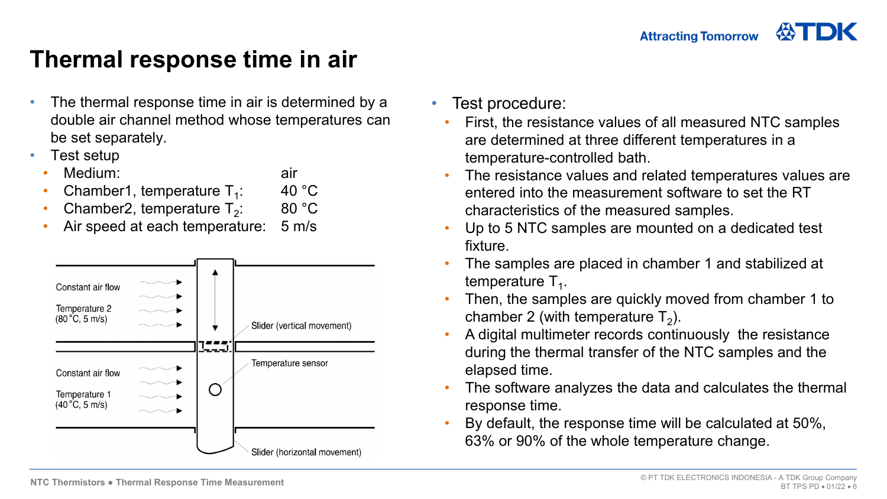# Thermal response time in air

- The thermal response time in air is determined by a double air channel method whose temperatures can be set separately.
- Test setup
  - Medium: air
  - Chamber1, temperature $T_1$: 40 °C
  - Chamber2, temperature $T_2$: 80 °C
  - Air speed at each temperature: 5 m/s

Constant air flow

Temperature 2 (80 °C, 5 m/s)

Slider (vertical movement)

Temperature sensor

Constant air flow

Temperature 1 (40 °C, 5 m/s)

Slider (horizontal movement)

- Test procedure:
  - First, the resistance values of all measured NTC samples are determined at three different temperatures in a temperature-controlled bath.
  - The resistance values and related temperatures values are entered into the measurement software to set the RT characteristics of the measured samples.
  - Up to 5 NTC samples are mounted on a dedicated test fixture.
  - The samples are placed in chamber 1 and stabilized at temperature $T_1$.
  - Then, the samples are quickly moved from chamber 1 to chamber 2 (with temperature $T_2$).
  - A digital multimeter records continuously the resistance during the thermal transfer of the NTC samples and the elapsed time.
  - The software analyzes the data and calculates the thermal response time.
  - By default, the response time will be calculated at 50%, 63% or 90% of the whole temperature change.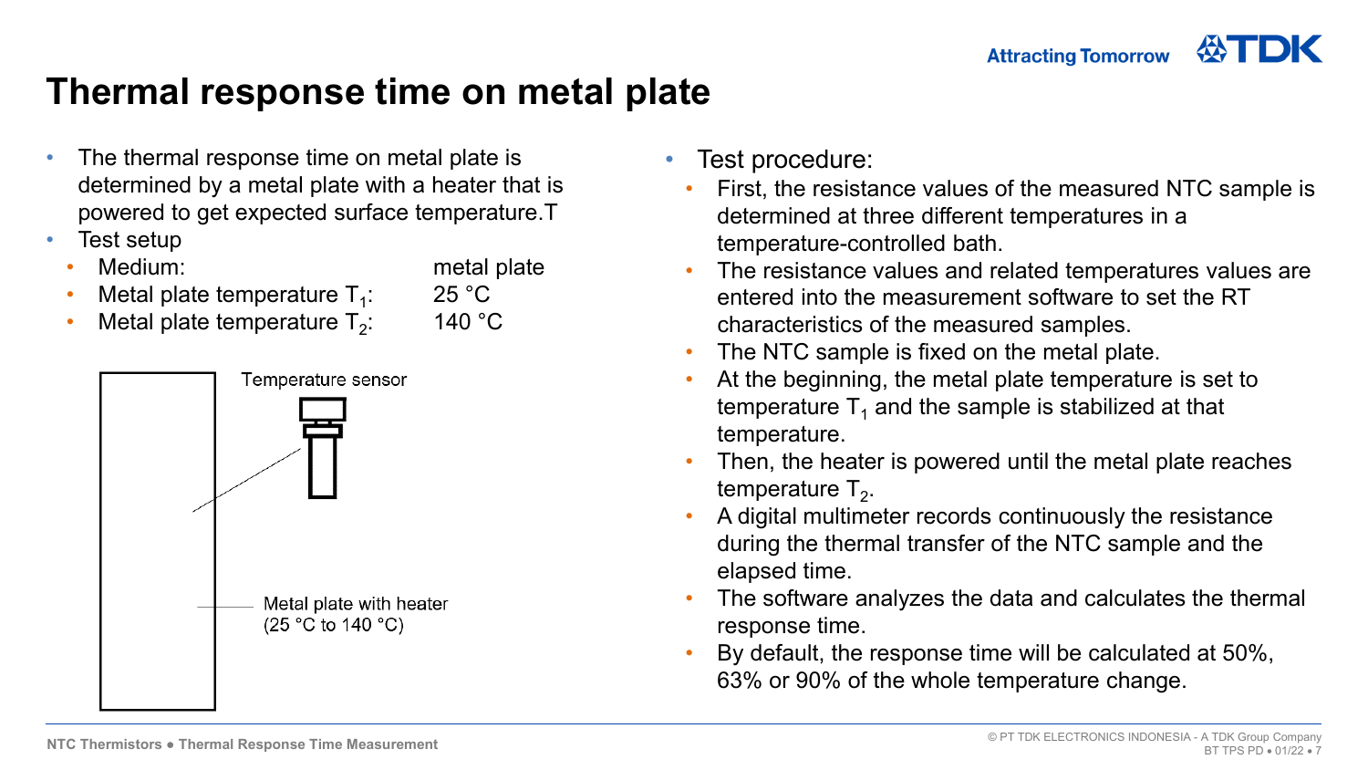# Thermal response time on metal plate

- The thermal response time on metal plate is determined by a metal plate with a heater that is powered to get expected surface temperature.T
- Test setup
  - Medium: metal plate
  - Metal plate temperature $T_1$: 25 °C
  - Metal plate temperature $T_2$: 140 °C

Temperature sensor

Metal plate with heater (25 °C to 140 °C)

- Test procedure:
  - First, the resistance values of the measured NTC sample is determined at three different temperatures in a temperature-controlled bath.
  - The resistance values and related temperatures values are entered into the measurement software to set the RT characteristics of the measured samples.
  - The NTC sample is fixed on the metal plate.
  - At the beginning, the metal plate temperature is set to temperature $T_1$ and the sample is stabilized at that temperature.
  - Then, the heater is powered until the metal plate reaches temperature $T_2$.
  - A digital multimeter records continuously the resistance during the thermal transfer of the NTC sample and the elapsed time.
  - The software analyzes the data and calculates the thermal response time.
  - By default, the response time will be calculated at 50%, 63% or 90% of the whole temperature change.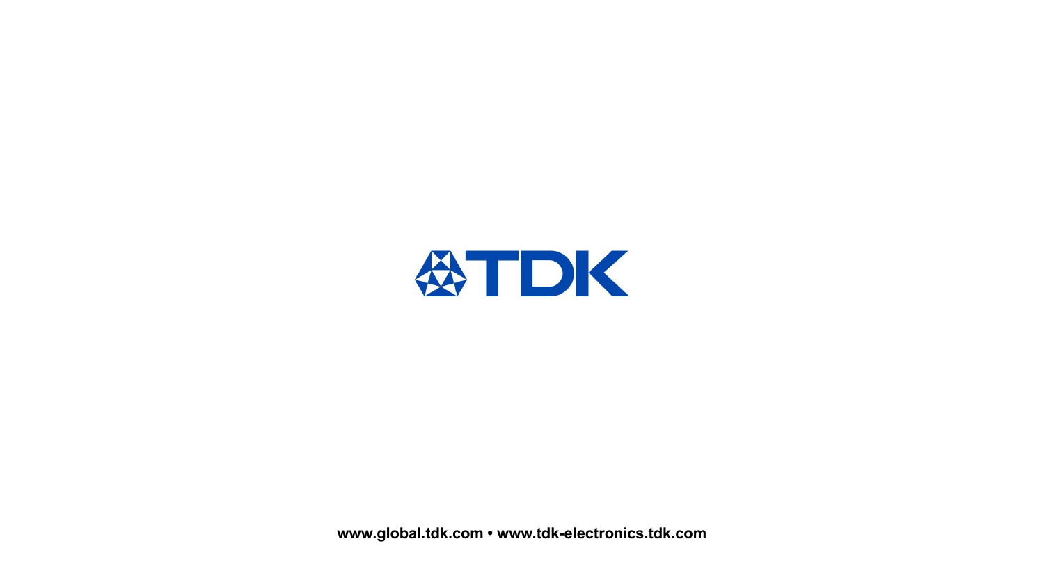TDK

**www.global.tdk.com • www.tdk-electronics.tdk.com**